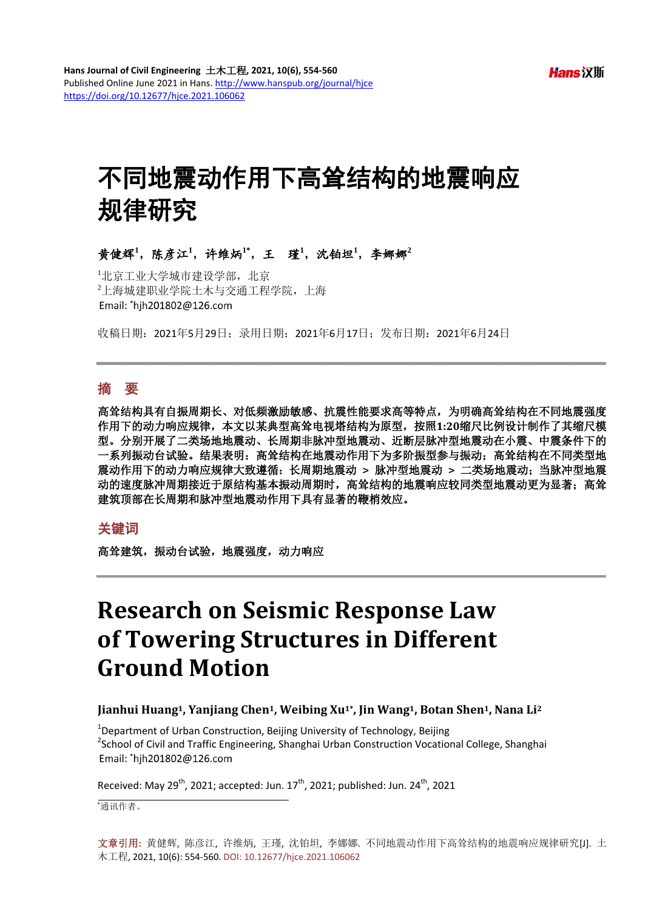Hans Journal of Civil Engineering 土木工程, 2021, 10(6), 554-560
Published Online June 2021 in Hans. http://www.hanspub.org/journal/hjce
https://doi.org/10.12677/hjce.2021.106062

# 不同地震动作用下高耸结构的地震响应规律研究

**黄健辉[1]，陈彦江[1]，许维炳[1*]，王　瑾[1]，沈铂坦[1]，李娜娜[2]**

[1]北京工业大学城市建设学部，北京
[2]上海城建职业学院土木与交通工程学院，上海
Email: *hjh201802@126.com

收稿日期：2021年5月29日；录用日期：2021年6月17日；发布日期：2021年6月24日

## 摘　要

**高耸结构具有自振周期长、对低频激励敏感、抗震性能要求高等特点，为明确高耸结构在不同地震强度作用下的动力响应规律，本文以某典型高耸电视塔结构为原型，按照1:20缩尺比例设计制作了其缩尺模型。分别开展了二类场地地震动、长周期非脉冲型地震动、近断层脉冲型地震动在小震、中震条件下的一系列振动台试验。结果表明：高耸结构在地震动作用下为多阶振型参与振动；高耸结构在不同类型地震动作用下的动力响应规律大致遵循：长周期地震动 > 脉冲型地震动 > 二类场地地震动；当脉冲型地震动的速度脉冲周期接近于原结构基本振动周期时，高耸结构的地震响应较同类型地震动更为显著；高耸建筑顶部在长周期和脉冲型地震动作用下具有显著的鞭梢效应。**

## 关键词

**高耸建筑，振动台试验，地震强度，动力响应**

# Research on Seismic Response Law of Towering Structures in Different Ground Motion

**Jianhui Huang[1], Yanjiang Chen[1], Weibing Xu[1*], Jin Wang[1], Botan Shen[1], Nana Li[2]**

[1]Department of Urban Construction, Beijing University of Technology, Beijing
[2]School of Civil and Traffic Engineering, Shanghai Urban Construction Vocational College, Shanghai
Email: *hjh201802@126.com

Received: May 29th, 2021; accepted: Jun. 17th, 2021; published: Jun. 24th, 2021

*通讯作者。

文章引用：黄健辉，陈彦江，许维炳，王瑾，沈铂坦，李娜娜. 不同地震动作用下高耸结构的地震响应规律研究[J]. 土木工程, 2021, 10(6): 554-560. DOI: 10.12677/hjce.2021.106062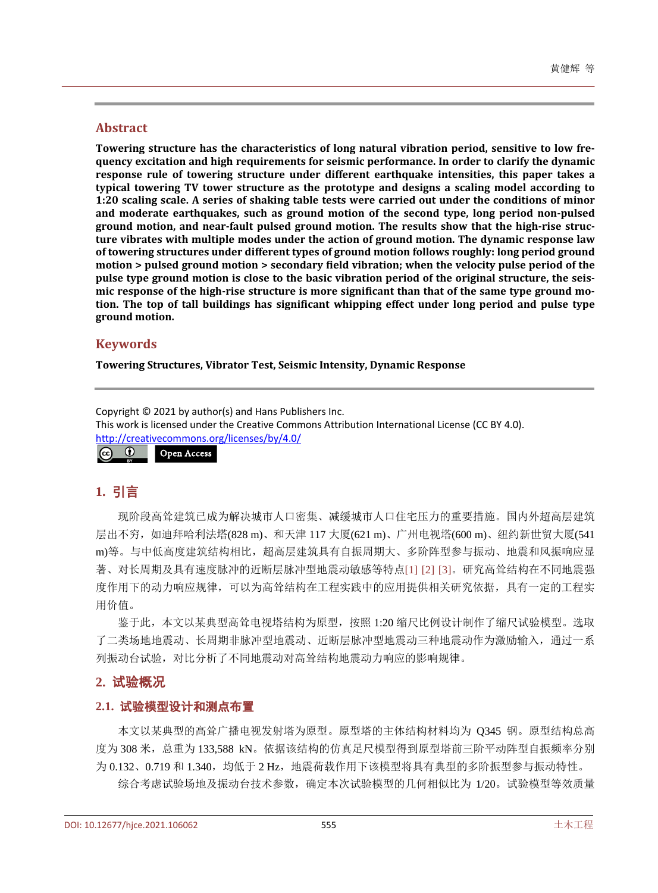## Abstract

**Towering structure has the characteristics of long natural vibration period, sensitive to low frequency excitation and high requirements for seismic performance. In order to clarify the dynamic response rule of towering structure under different earthquake intensities, this paper takes a typical towering TV tower structure as the prototype and designs a scaling model according to 1:20 scaling scale. A series of shaking table tests were carried out under the conditions of minor and moderate earthquakes, such as ground motion of the second type, long period non-pulsed ground motion, and near-fault pulsed ground motion. The results show that the high-rise structure vibrates with multiple modes under the action of ground motion. The dynamic response law of towering structures under different types of ground motion follows roughly: long period ground motion > pulsed ground motion > secondary field vibration; when the velocity pulse period of the pulse type ground motion is close to the basic vibration period of the original structure, the seismic response of the high-rise structure is more significant than that of the same type ground motion. The top of tall buildings has significant whipping effect under long period and pulse type ground motion.**

## Keywords

**Towering Structures, Vibrator Test, Seismic Intensity, Dynamic Response**

Copyright © 2021 by author(s) and Hans Publishers Inc.
This work is licensed under the Creative Commons Attribution International License (CC BY 4.0).
http://creativecommons.org/licenses/by/4.0/

Open Access

## 1. 引言

现阶段高耸建筑已成为解决城市人口密集、减缓城市人口住宅压力的重要措施。国内外超高层建筑层出不穷，如迪拜哈利法塔(828 m)、和天津 117 大厦(621 m)、广州电视塔(600 m)、纽约新世贸大厦(541 m)等。与中低高度建筑结构相比，超高层建筑具有自振周期大、多阶阵型参与振动、地震和风振响应显著、对长周期及具有速度脉冲的近断层脉冲型地震动敏感等特点[1] [2] [3]。研究高耸结构在不同地震强度作用下的动力响应规律，可以为高耸结构在工程实践中的应用提供相关研究依据，具有一定的工程实用价值。

鉴于此，本文以某典型高耸电视塔结构为原型，按照 1:20 缩尺比例设计制作了缩尺试验模型。选取了二类场地地震动、长周期非脉冲型地震动、近断层脉冲型地震动三种地震动作为激励输入，通过一系列振动台试验，对比分析了不同地震动对高耸结构地震动力响应的影响规律。

## 2. 试验概况

### 2.1. 试验模型设计和测点布置

本文以某典型的高耸广播电视发射塔为原型。原型塔的主体结构材料均为 Q345 钢。原型结构总高度为 308 米，总重为 133,588 kN。依据该结构的仿真足尺模型得到原型塔前三阶平动阵型自振频率分别为 0.132、0.719 和 1.340，均低于 2 Hz，地震荷载作用下该模型将具有典型的多阶振型参与振动特性。

综合考虑试验场地及振动台技术参数，确定本次试验模型的几何相似比为 1/20。试验模型等效质量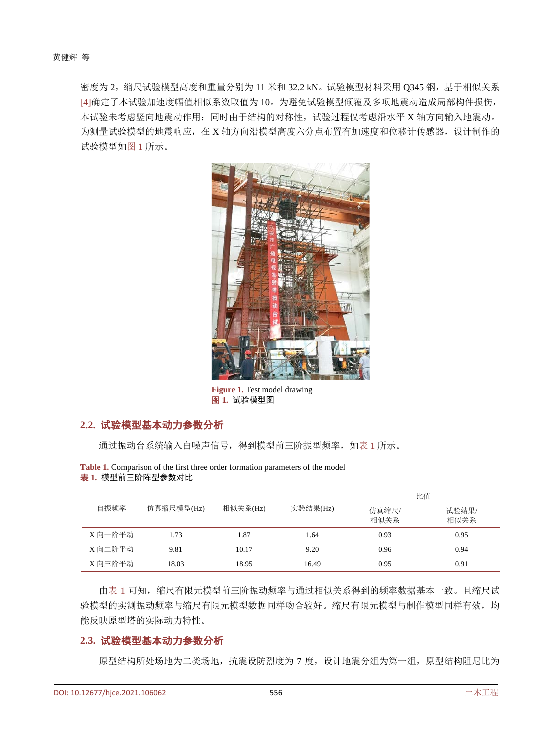密度为 2，缩尺试验模型高度和重量分别为 11 米和 32.2 kN。试验模型材料采用 Q345 钢，基于相似关系[4]确定了本试验加速度幅值相似系数取值为 10。为避免试验模型倾覆及多项地震动造成局部构件损伤，本试验未考虑竖向地震动作用；同时由于结构的对称性，试验过程仅考虑沿水平 X 轴方向输入地震动。为测量试验模型的地震响应，在 X 轴方向沿模型高度六分点布置有加速度和位移计传感器，设计制作的试验模型如图 1 所示。

**Figure 1.** Test model drawing
**图 1.** 试验模型图

## 2.2. 试验模型基本动力参数分析

通过振动台系统输入白噪声信号，得到模型前三阶振型频率，如表 1 所示。

**Table 1.** Comparison of the first three order formation parameters of the model
**表 1.** 模型前三阶阵型参数对比

| 自振频率 | 仿真缩尺模型(Hz) | 相似关系(Hz) | 实验结果(Hz) | 比值 | |
|---|---|---|---|---|---|
| | | | | 仿真缩尺/相似关系 | 试验结果/相似关系 |
| X 向一阶平动 | 1.73 | 1.87 | 1.64 | 0.93 | 0.95 |
| X 向二阶平动 | 9.81 | 10.17 | 9.20 | 0.96 | 0.94 |
| X 向三阶平动 | 18.03 | 18.95 | 16.49 | 0.95 | 0.91 |

由表 1 可知，缩尺有限元模型前三阶振动频率与通过相似关系得到的频率数据基本一致。且缩尺试验模型的实测振动频率与缩尺有限元模型数据同样吻合较好。缩尺有限元模型与制作模型同样有效，均能反映原型塔的实际动力特性。

## 2.3. 试验模型基本动力参数分析

原型结构所处场地为二类场地，抗震设防烈度为 7 度，设计地震分组为第一组，原型结构阻尼比为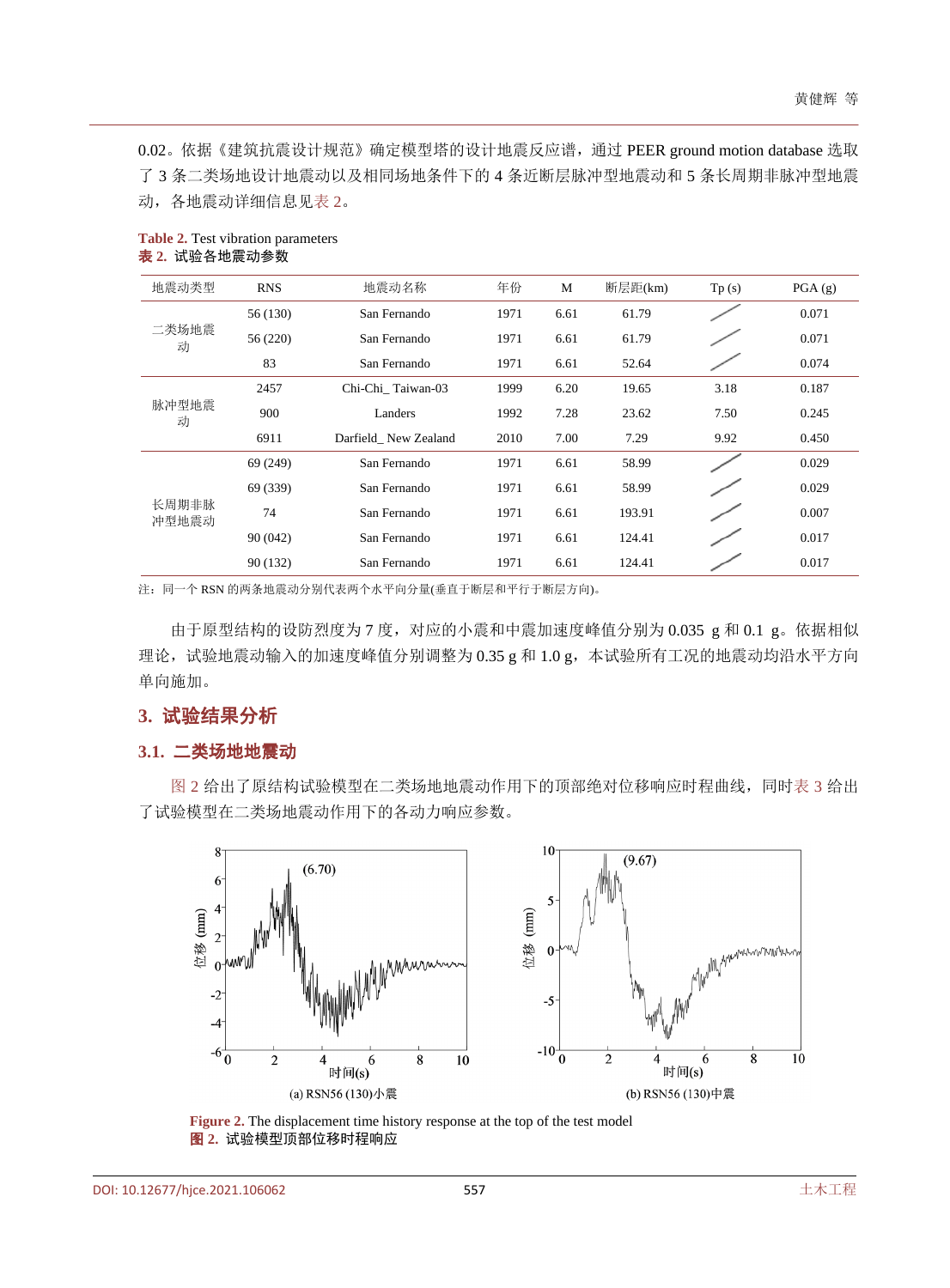0.02。依据《建筑抗震设计规范》确定模型塔的设计地震反应谱，通过 PEER ground motion database 选取了 3 条二类场地设计地震动以及相同场地条件下的 4 条近断层脉冲型地震动和 5 条长周期非脉冲型地震动，各地震动详细信息见表 2。

Table 2. Test vibration parameters

表 2. 试验各地震动参数

| 地震动类型 | RNS | 地震动名称 | 年份 | M | 断层距(km) | Tp (s) | PGA (g) |
|---|---|---|---|---|---|---|---|
| 二类场地震动 | 56 (130) | San Fernando | 1971 | 6.61 | 61.79 | / | 0.071 |
| | 56 (220) | San Fernando | 1971 | 6.61 | 61.79 | / | 0.071 |
| | 83 | San Fernando | 1971 | 6.61 | 52.64 | / | 0.074 |
| 脉冲型地震动 | 2457 | Chi-Chi_ Taiwan-03 | 1999 | 6.20 | 19.65 | 3.18 | 0.187 |
| | 900 | Landers | 1992 | 7.28 | 23.62 | 7.50 | 0.245 |
| | 6911 | Darfield_ New Zealand | 2010 | 7.00 | 7.29 | 9.92 | 0.450 |
| 长周期非脉冲型地震动 | 69 (249) | San Fernando | 1971 | 6.61 | 58.99 | / | 0.029 |
| | 69 (339) | San Fernando | 1971 | 6.61 | 58.99 | / | 0.029 |
| | 74 | San Fernando | 1971 | 6.61 | 193.91 | / | 0.007 |
| | 90 (042) | San Fernando | 1971 | 6.61 | 124.41 | / | 0.017 |
| | 90 (132) | San Fernando | 1971 | 6.61 | 124.41 | / | 0.017 |

注：同一个 RSN 的两条地震动分别代表两个水平向分量(垂直于断层和平行于断层方向)。

由于原型结构的设防烈度为 7 度，对应的小震和中震加速度峰值分别为 0.035 g 和 0.1 g。依据相似理论，试验地震动输入的加速度峰值分别调整为 0.35 g 和 1.0 g，本试验所有工况的地震动均沿水平方向单向施加。

## 3. 试验结果分析

### 3.1. 二类场地地震动

图 2 给出了原结构试验模型在二类场地地震动作用下的顶部绝对位移响应时程曲线，同时表 3 给出了试验模型在二类场地震动作用下的各动力响应参数。

(a) RSN56 (130)小震

(b) RSN56 (130)中震

Figure 2. The displacement time history response at the top of the test model

图 2. 试验模型顶部位移时程响应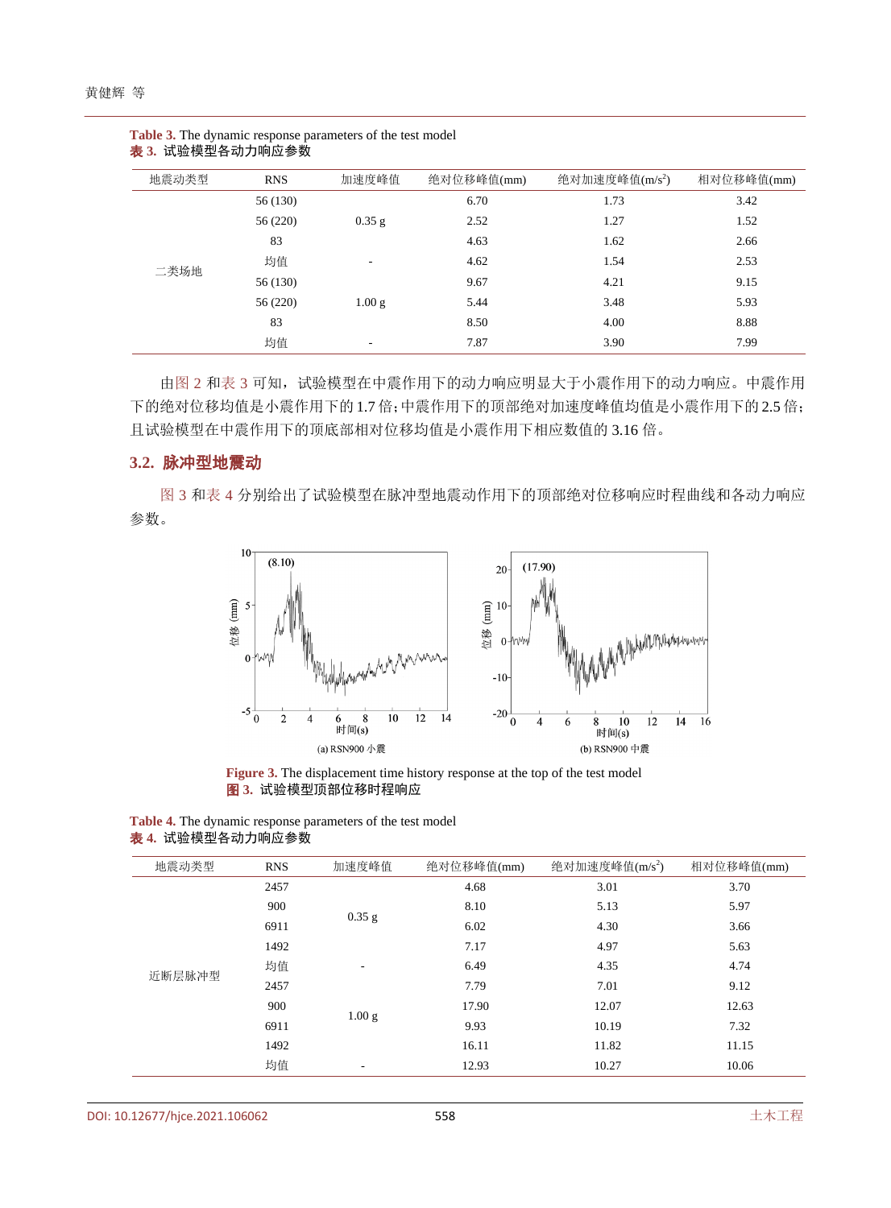**Table 3.** The dynamic response parameters of the test model
**表 3.** 试验模型各动力响应参数

| 地震动类型 | RNS | 加速度峰值 | 绝对位移峰值(mm) | 绝对加速度峰值(m/s$^2$) | 相对位移峰值(mm) |
|---|---|---|---|---|---|
| 二类场地 | 56 (130) | 0.35 g | 6.70 | 1.73 | 3.42 |
| | 56 (220) | | 2.52 | 1.27 | 1.52 |
| | 83 | | 4.63 | 1.62 | 2.66 |
| | 均值 | - | 4.62 | 1.54 | 2.53 |
| | 56 (130) | 1.00 g | 9.67 | 4.21 | 9.15 |
| | 56 (220) | | 5.44 | 3.48 | 5.93 |
| | 83 | | 8.50 | 4.00 | 8.88 |
| | 均值 | - | 7.87 | 3.90 | 7.99 |

由图 2 和表 3 可知，试验模型在中震作用下的动力响应明显大于小震作用下的动力响应。中震作用下的绝对位移均值是小震作用下的 1.7 倍；中震作用下的顶部绝对加速度峰值均值是小震作用下的 2.5 倍；且试验模型在中震作用下的顶底部相对位移均值是小震作用下相应数值的 3.16 倍。

### 3.2. 脉冲型地震动

图 3 和表 4 分别给出了试验模型在脉冲型地震动作用下的顶部绝对位移响应时程曲线和各动力响应参数。

(a) RSN900 小震　(b) RSN900 中震

**Figure 3.** The displacement time history response at the top of the test model
**图 3.** 试验模型顶部位移时程响应

**Table 4.** The dynamic response parameters of the test model
**表 4.** 试验模型各动力响应参数

| 地震动类型 | RNS | 加速度峰值 | 绝对位移峰值(mm) | 绝对加速度峰值(m/s$^2$) | 相对位移峰值(mm) |
|---|---|---|---|---|---|
| 近断层脉冲型 | 2457 | 0.35 g | 4.68 | 3.01 | 3.70 |
| | 900 | | 8.10 | 5.13 | 5.97 |
| | 6911 | | 6.02 | 4.30 | 3.66 |
| | 1492 | | 7.17 | 4.97 | 5.63 |
| | 均值 | - | 6.49 | 4.35 | 4.74 |
| | 2457 | 1.00 g | 7.79 | 7.01 | 9.12 |
| | 900 | | 17.90 | 12.07 | 12.63 |
| | 6911 | | 9.93 | 10.19 | 7.32 |
| | 1492 | | 16.11 | 11.82 | 11.15 |
| | 均值 | - | 12.93 | 10.27 | 10.06 |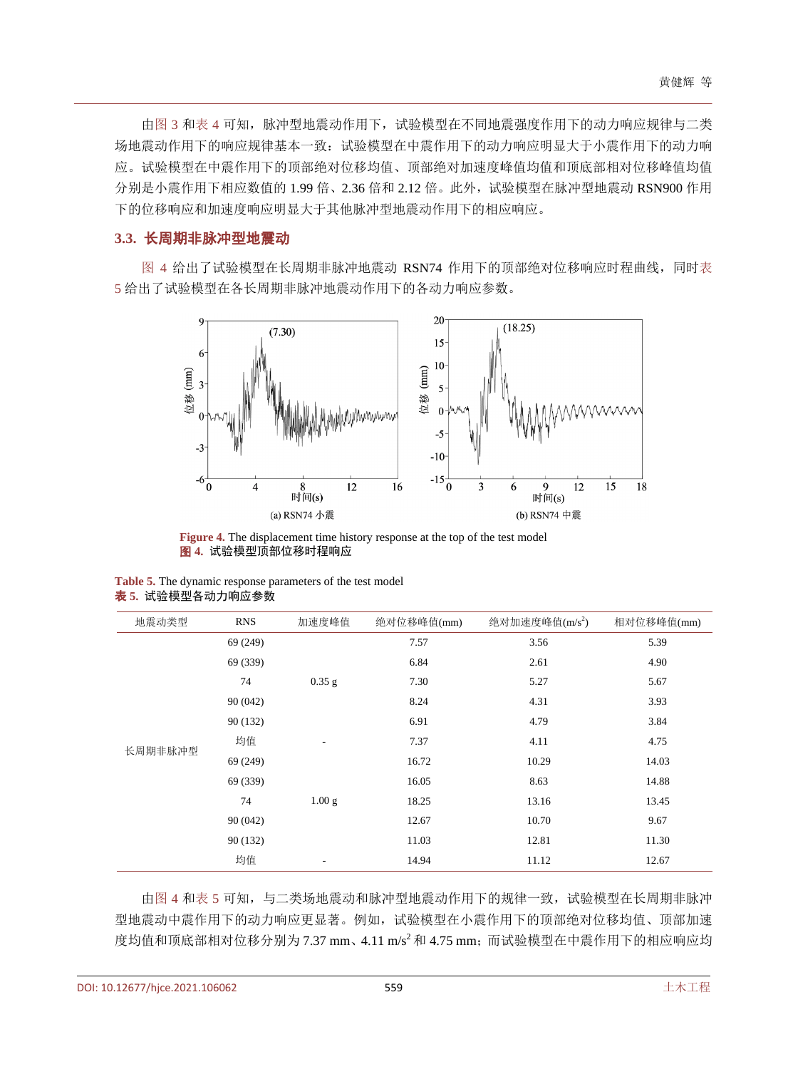由图 3 和表 4 可知，脉冲型地震动作用下，试验模型在不同地震强度作用下的动力响应规律与二类场地震动作用下的响应规律基本一致：试验模型在中震作用下的动力响应明显大于小震作用下的动力响应。试验模型在中震作用下的顶部绝对位移均值、顶部绝对加速度峰值均值和顶底部相对位移峰值均值分别是小震作用下相应数值的 1.99 倍、2.36 倍和 2.12 倍。此外，试验模型在脉冲型地震动 RSN900 作用下的位移响应和加速度响应明显大于其他脉冲型地震动作用下的相应响应。

### 3.3. 长周期非脉冲型地震动

图 4 给出了试验模型在长周期非脉冲地震动 RSN74 作用下的顶部绝对位移响应时程曲线，同时表 5 给出了试验模型在各长周期非脉冲地震动作用下的各动力响应参数。

(a) RSN74 小震

(b) RSN74 中震

**Figure 4.** The displacement time history response at the top of the test model
**图 4.** 试验模型顶部位移时程响应

**Table 5.** The dynamic response parameters of the test model
**表 5.** 试验模型各动力响应参数

| 地震动类型 | RNS | 加速度峰值 | 绝对位移峰值(mm) | 绝对加速度峰值($m/s^2$) | 相对位移峰值(mm) |
|---|---|---|---|---|---|
| 长周期非脉冲型 | 69 (249) | 0.35 g | 7.57 | 3.56 | 5.39 |
| | 69 (339) | | 6.84 | 2.61 | 4.90 |
| | 74 | | 7.30 | 5.27 | 5.67 |
| | 90 (042) | | 8.24 | 4.31 | 3.93 |
| | 90 (132) | | 6.91 | 4.79 | 3.84 |
| | 均值 | - | 7.37 | 4.11 | 4.75 |
| | 69 (249) | 1.00 g | 16.72 | 10.29 | 14.03 |
| | 69 (339) | | 16.05 | 8.63 | 14.88 |
| | 74 | | 18.25 | 13.16 | 13.45 |
| | 90 (042) | | 12.67 | 10.70 | 9.67 |
| | 90 (132) | | 11.03 | 12.81 | 11.30 |
| | 均值 | - | 14.94 | 11.12 | 12.67 |

由图 4 和表 5 可知，与二类场地震动和脉冲型地震动作用下的规律一致，试验模型在长周期非脉冲型地震动中震作用下的动力响应更显著。例如，试验模型在小震作用下的顶部绝对位移均值、顶部加速度均值和顶底部相对位移分别为 7.37 mm、4.11 $m/s^2$ 和 4.75 mm；而试验模型在中震作用下的相应响应均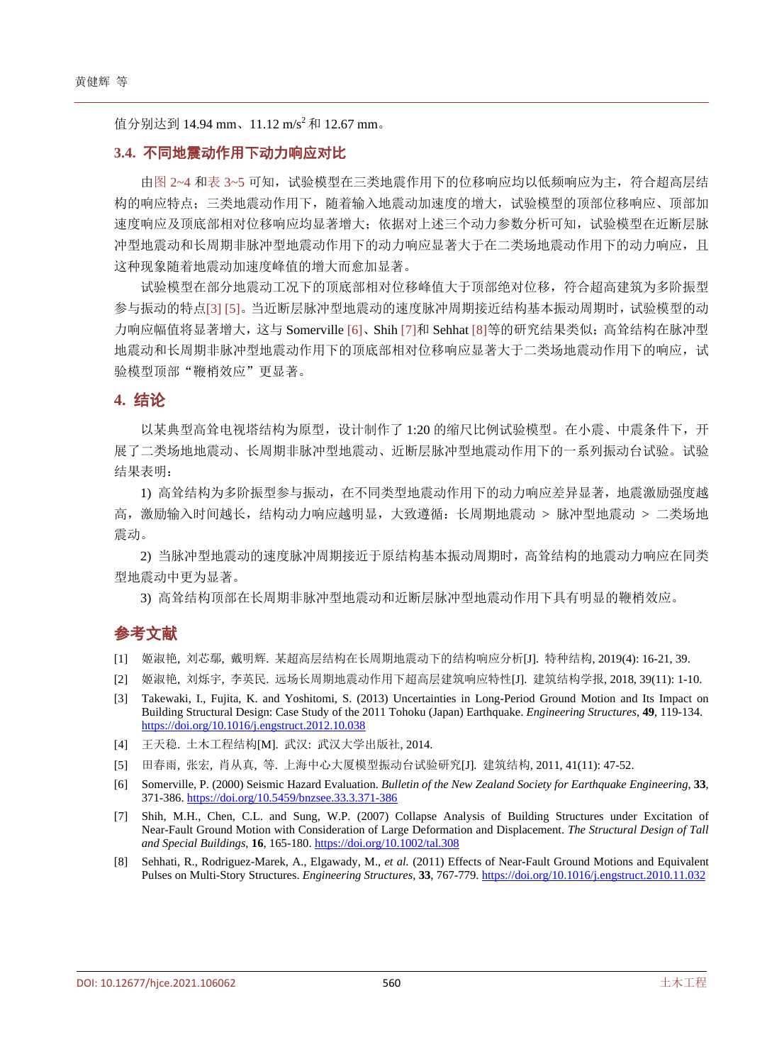值分别达到 14.94 mm、11.12 $m/s^2$ 和 12.67 mm。

### 3.4. 不同地震动作用下动力响应对比

由图 2~4 和表 3~5 可知，试验模型在三类地震作用下的位移响应均以低频响应为主，符合超高层结构的响应特点；三类地震动作用下，随着输入地震动加速度的增大，试验模型的顶部位移响应、顶部加速度响应及顶底部相对位移响应均显著增大；依据对上述三个动力参数分析可知，试验模型在近断层脉冲型地震动和长周期非脉冲型地震动作用下的动力响应显著大于在二类场地震动作用下的动力响应，且这种现象随着地震动加速度峰值的增大而愈加显著。

试验模型在部分地震动工况下的顶底部相对位移峰值大于顶部绝对位移，符合超高建筑为多阶振型参与振动的特点[3] [5]。当近断层脉冲型地震动的速度脉冲周期接近结构基本振动周期时，试验模型的动力响应幅值将显著增大，这与 Somerville [6]、Shih [7]和 Sehhat [8]等的研究结果类似；高耸结构在脉冲型地震动和长周期非脉冲型地震动作用下的顶底部相对位移响应显著大于二类场地震动作用下的响应，试验模型顶部“鞭梢效应”更显著。

## 4. 结论

以某典型高耸电视塔结构为原型，设计制作了 1:20 的缩尺比例试验模型。在小震、中震条件下，开展了二类场地地震动、长周期非脉冲型地震动、近断层脉冲型地震动作用下的一系列振动台试验。试验结果表明：

1) 高耸结构为多阶振型参与振动，在不同类型地震动作用下的动力响应差异显著，地震激励强度越高，激励输入时间越长，结构动力响应越明显，大致遵循：长周期地震动 > 脉冲型地震动 > 二类场地震动。

2) 当脉冲型地震动的速度脉冲周期接近于原结构基本振动周期时，高耸结构的地震动力响应在同类型地震动中更为显著。

3) 高耸结构顶部在长周期非脉冲型地震动和近断层脉冲型地震动作用下具有明显的鞭梢效应。

## 参考文献

[1] 姬淑艳, 刘忞鄢, 戴明辉. 某超高层结构在长周期地震动下的结构响应分析[J]. 特种结构, 2019(4): 16-21, 39.

[2] 姬淑艳, 刘烁宇, 李英民. 远场长周期地震动作用下超高层建筑响应特性[J]. 建筑结构学报, 2018, 39(11): 1-10.

[3] Takewaki, I., Fujita, K. and Yoshitomi, S. (2013) Uncertainties in Long-Period Ground Motion and Its Impact on Building Structural Design: Case Study of the 2011 Tohoku (Japan) Earthquake. *Engineering Structures*, **49**, 119-134. https://doi.org/10.1016/j.engstruct.2012.10.038

[4] 王天稳. 土木工程结构[M]. 武汉: 武汉大学出版社, 2014.

[5] 田春雨, 张宏, 肖从真, 等. 上海中心大厦模型振动台试验研究[J]. 建筑结构, 2011, 41(11): 47-52.

[6] Somerville, P. (2000) Seismic Hazard Evaluation. *Bulletin of the New Zealand Society for Earthquake Engineering*, **33**, 371-386. https://doi.org/10.5459/bnzsee.33.3.371-386

[7] Shih, M.H., Chen, C.L. and Sung, W.P. (2007) Collapse Analysis of Building Structures under Excitation of Near-Fault Ground Motion with Consideration of Large Deformation and Displacement. *The Structural Design of Tall and Special Buildings*, **16**, 165-180. https://doi.org/10.1002/tal.308

[8] Sehhati, R., Rodriguez-Marek, A., Elgawady, M., *et al.* (2011) Effects of Near-Fault Ground Motions and Equivalent Pulses on Multi-Story Structures. *Engineering Structures*, **33**, 767-779. https://doi.org/10.1016/j.engstruct.2010.11.032